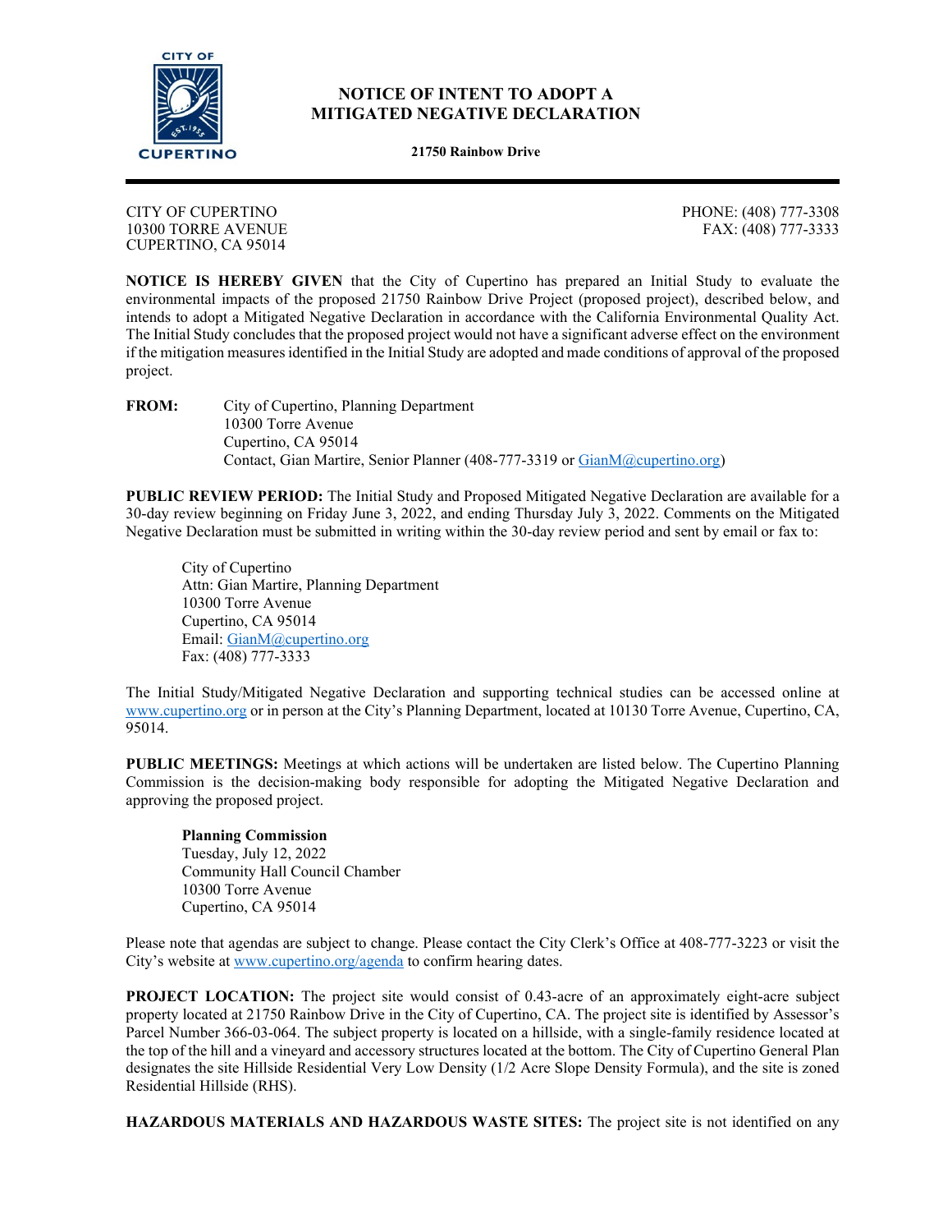# NOTICE OF INTENT TO ADOPT A MITIGATED NEGATIVE DECLARATION

**21750 Rainbow Drive**

CITY OF CUPERTINO
10300 TORRE AVENUE
CUPERTINO, CA 95014

PHONE: (408) 777-3308
FAX: (408) 777-3333

**NOTICE IS HEREBY GIVEN** that the City of Cupertino has prepared an Initial Study to evaluate the environmental impacts of the proposed 21750 Rainbow Drive Project (proposed project), described below, and intends to adopt a Mitigated Negative Declaration in accordance with the California Environmental Quality Act. The Initial Study concludes that the proposed project would not have a significant adverse effect on the environment if the mitigation measures identified in the Initial Study are adopted and made conditions of approval of the proposed project.

**FROM:** City of Cupertino, Planning Department
10300 Torre Avenue
Cupertino, CA 95014
Contact, Gian Martire, Senior Planner (408-777-3319 or GianM@cupertino.org)

**PUBLIC REVIEW PERIOD:** The Initial Study and Proposed Mitigated Negative Declaration are available for a 30-day review beginning on Friday June 3, 2022, and ending Thursday July 3, 2022. Comments on the Mitigated Negative Declaration must be submitted in writing within the 30-day review period and sent by email or fax to:

City of Cupertino
Attn: Gian Martire, Planning Department
10300 Torre Avenue
Cupertino, CA 95014
Email: GianM@cupertino.org
Fax: (408) 777-3333

The Initial Study/Mitigated Negative Declaration and supporting technical studies can be accessed online at www.cupertino.org or in person at the City's Planning Department, located at 10130 Torre Avenue, Cupertino, CA, 95014.

**PUBLIC MEETINGS:** Meetings at which actions will be undertaken are listed below. The Cupertino Planning Commission is the decision-making body responsible for adopting the Mitigated Negative Declaration and approving the proposed project.

**Planning Commission**
Tuesday, July 12, 2022
Community Hall Council Chamber
10300 Torre Avenue
Cupertino, CA 95014

Please note that agendas are subject to change. Please contact the City Clerk's Office at 408-777-3223 or visit the City's website at www.cupertino.org/agenda to confirm hearing dates.

**PROJECT LOCATION:** The project site would consist of 0.43-acre of an approximately eight-acre subject property located at 21750 Rainbow Drive in the City of Cupertino, CA. The project site is identified by Assessor's Parcel Number 366-03-064. The subject property is located on a hillside, with a single-family residence located at the top of the hill and a vineyard and accessory structures located at the bottom. The City of Cupertino General Plan designates the site Hillside Residential Very Low Density (1/2 Acre Slope Density Formula), and the site is zoned Residential Hillside (RHS).

**HAZARDOUS MATERIALS AND HAZARDOUS WASTE SITES:** The project site is not identified on any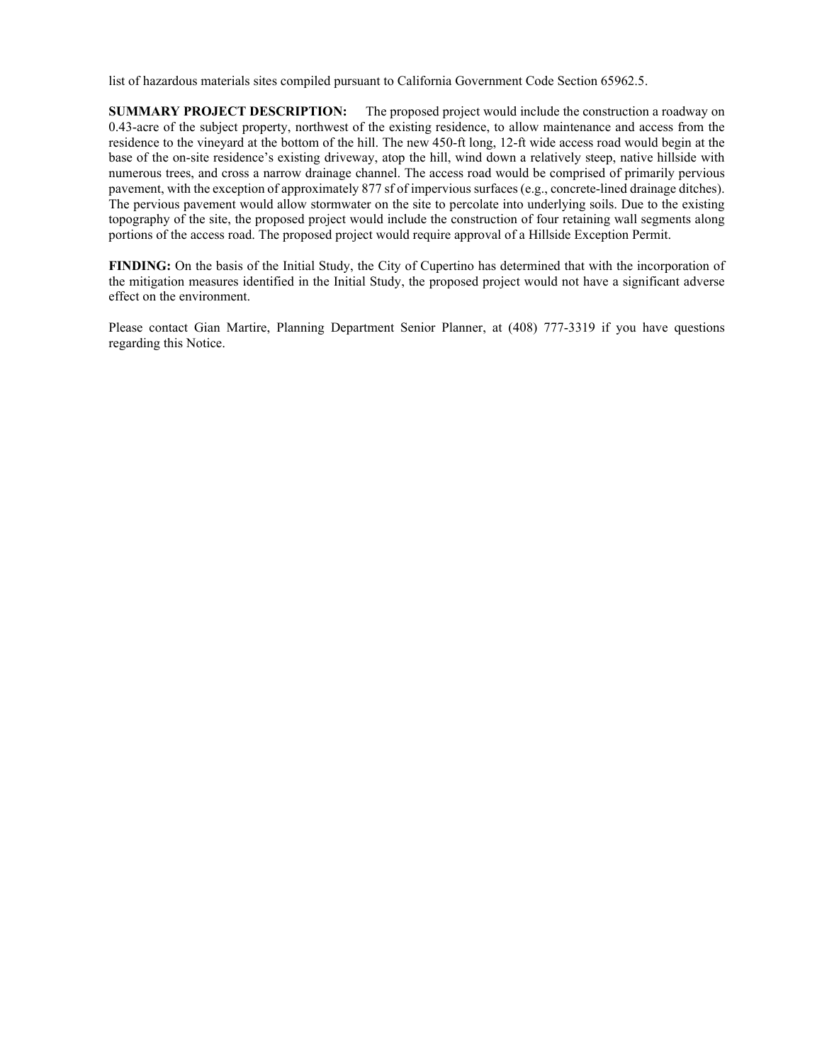list of hazardous materials sites compiled pursuant to California Government Code Section 65962.5.

**SUMMARY PROJECT DESCRIPTION:** The proposed project would include the construction a roadway on 0.43-acre of the subject property, northwest of the existing residence, to allow maintenance and access from the residence to the vineyard at the bottom of the hill. The new 450-ft long, 12-ft wide access road would begin at the base of the on-site residence's existing driveway, atop the hill, wind down a relatively steep, native hillside with numerous trees, and cross a narrow drainage channel. The access road would be comprised of primarily pervious pavement, with the exception of approximately 877 sf of impervious surfaces (e.g., concrete-lined drainage ditches). The pervious pavement would allow stormwater on the site to percolate into underlying soils. Due to the existing topography of the site, the proposed project would include the construction of four retaining wall segments along portions of the access road. The proposed project would require approval of a Hillside Exception Permit.

**FINDING:** On the basis of the Initial Study, the City of Cupertino has determined that with the incorporation of the mitigation measures identified in the Initial Study, the proposed project would not have a significant adverse effect on the environment.

Please contact Gian Martire, Planning Department Senior Planner, at (408) 777-3319 if you have questions regarding this Notice.